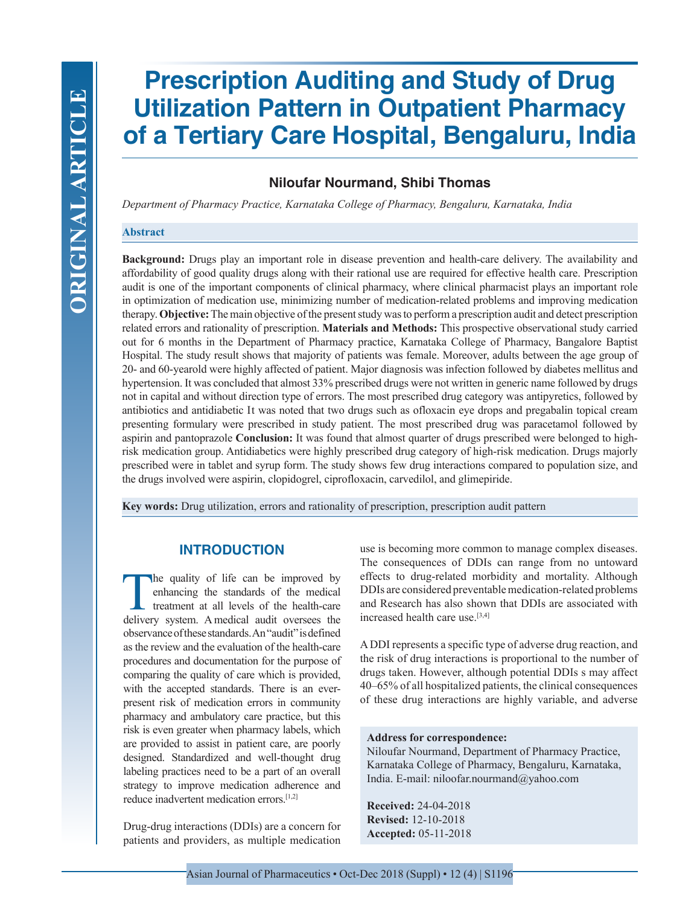# Prescription Auditing and Study of Drug Utilization Pattern in Outpatient Pharmacy of a Tertiary Care Hospital, Bengaluru, India

**Niloufar Nourmand, Shibi Thomas**

*Department of Pharmacy Practice, Karnataka College of Pharmacy, Bengaluru, Karnataka, India*

## Abstract

**Background:** Drugs play an important role in disease prevention and health-care delivery. The availability and affordability of good quality drugs along with their rational use are required for effective health care. Prescription audit is one of the important components of clinical pharmacy, where clinical pharmacist plays an important role in optimization of medication use, minimizing number of medication-related problems and improving medication therapy. **Objective:** The main objective of the present study was to perform a prescription audit and detect prescription related errors and rationality of prescription. **Materials and Methods:** This prospective observational study carried out for 6 months in the Department of Pharmacy practice, Karnataka College of Pharmacy, Bangalore Baptist Hospital. The study result shows that majority of patients was female. Moreover, adults between the age group of 20- and 60-yearold were highly affected of patient. Major diagnosis was infection followed by diabetes mellitus and hypertension. It was concluded that almost 33% prescribed drugs were not written in generic name followed by drugs not in capital and without direction type of errors. The most prescribed drug category was antipyretics, followed by antibiotics and antidiabetic It was noted that two drugs such as ofloxacin eye drops and pregabalin topical cream presenting formulary were prescribed in study patient. The most prescribed drug was paracetamol followed by aspirin and pantoprazole **Conclusion:** It was found that almost quarter of drugs prescribed were belonged to high-risk medication group. Antidiabetics were highly prescribed drug category of high-risk medication. Drugs majorly prescribed were in tablet and syrup form. The study shows few drug interactions compared to population size, and the drugs involved were aspirin, clopidogrel, ciprofloxacin, carvedilol, and glimepiride.

**Key words:** Drug utilization, errors and rationality of prescription, prescription audit pattern

## INTRODUCTION

The quality of life can be improved by enhancing the standards of the medical treatment at all levels of the health-care delivery system. A medical audit oversees the observance of these standards. An "audit" is defined as the review and the evaluation of the health-care procedures and documentation for the purpose of comparing the quality of care which is provided, with the accepted standards. There is an ever-present risk of medication errors in community pharmacy and ambulatory care practice, but this risk is even greater when pharmacy labels, which are provided to assist in patient care, are poorly designed. Standardized and well-thought drug labeling practices need to be a part of an overall strategy to improve medication adherence and reduce inadvertent medication errors.[1,2]

Drug-drug interactions (DDIs) are a concern for patients and providers, as multiple medication use is becoming more common to manage complex diseases. The consequences of DDIs can range from no untoward effects to drug-related morbidity and mortality. Although DDIs are considered preventable medication-related problems and Research has also shown that DDIs are associated with increased health care use.[3,4]

A DDI represents a specific type of adverse drug reaction, and the risk of drug interactions is proportional to the number of drugs taken. However, although potential DDIs s may affect 40–65% of all hospitalized patients, the clinical consequences of these drug interactions are highly variable, and adverse

**Address for correspondence:**
Niloufar Nourmand, Department of Pharmacy Practice, Karnataka College of Pharmacy, Bengaluru, Karnataka, India. E-mail: niloofar.nourmand@yahoo.com

**Received:** 24-04-2018
**Revised:** 12-10-2018
**Accepted:** 05-11-2018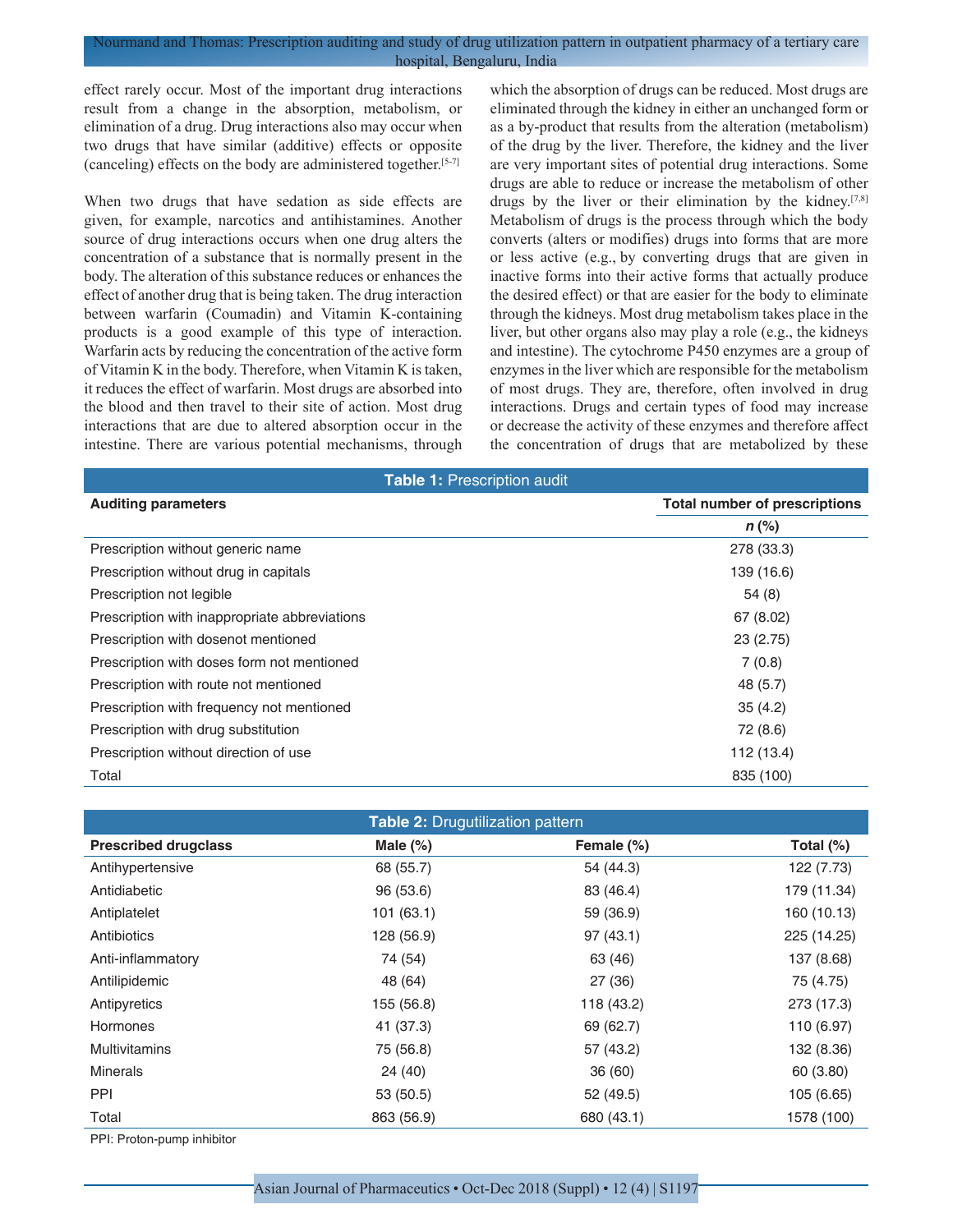effect rarely occur. Most of the important drug interactions result from a change in the absorption, metabolism, or elimination of a drug. Drug interactions also may occur when two drugs that have similar (additive) effects or opposite (canceling) effects on the body are administered together.[5-7]

When two drugs that have sedation as side effects are given, for example, narcotics and antihistamines. Another source of drug interactions occurs when one drug alters the concentration of a substance that is normally present in the body. The alteration of this substance reduces or enhances the effect of another drug that is being taken. The drug interaction between warfarin (Coumadin) and Vitamin K-containing products is a good example of this type of interaction. Warfarin acts by reducing the concentration of the active form of Vitamin K in the body. Therefore, when Vitamin K is taken, it reduces the effect of warfarin. Most drugs are absorbed into the blood and then travel to their site of action. Most drug interactions that are due to altered absorption occur in the intestine. There are various potential mechanisms, through which the absorption of drugs can be reduced. Most drugs are eliminated through the kidney in either an unchanged form or as a by-product that results from the alteration (metabolism) of the drug by the liver. Therefore, the kidney and the liver are very important sites of potential drug interactions. Some drugs are able to reduce or increase the metabolism of other drugs by the liver or their elimination by the kidney.[7,8] Metabolism of drugs is the process through which the body converts (alters or modifies) drugs into forms that are more or less active (e.g., by converting drugs that are given in inactive forms into their active forms that actually produce the desired effect) or that are easier for the body to eliminate through the kidneys. Most drug metabolism takes place in the liver, but other organs also may play a role (e.g., the kidneys and intestine). The cytochrome P450 enzymes are a group of enzymes in the liver which are responsible for the metabolism of most drugs. They are, therefore, often involved in drug interactions. Drugs and certain types of food may increase or decrease the activity of these enzymes and therefore affect the concentration of drugs that are metabolized by these

**Table 1:** Prescription audit

| Auditing parameters | Total number of prescriptions |
|---|---|
| | *n* (%) |
| Prescription without generic name | 278 (33.3) |
| Prescription without drug in capitals | 139 (16.6) |
| Prescription not legible | 54 (8) |
| Prescription with inappropriate abbreviations | 67 (8.02) |
| Prescription with dosenot mentioned | 23 (2.75) |
| Prescription with doses form not mentioned | 7 (0.8) |
| Prescription with route not mentioned | 48 (5.7) |
| Prescription with frequency not mentioned | 35 (4.2) |
| Prescription with drug substitution | 72 (8.6) |
| Prescription without direction of use | 112 (13.4) |
| Total | 835 (100) |

**Table 2:** Drugutilization pattern

| Prescribed drugclass | Male (%) | Female (%) | Total (%) |
|---|---|---|---|
| Antihypertensive | 68 (55.7) | 54 (44.3) | 122 (7.73) |
| Antidiabetic | 96 (53.6) | 83 (46.4) | 179 (11.34) |
| Antiplatelet | 101 (63.1) | 59 (36.9) | 160 (10.13) |
| Antibiotics | 128 (56.9) | 97 (43.1) | 225 (14.25) |
| Anti-inflammatory | 74 (54) | 63 (46) | 137 (8.68) |
| Antilipidemic | 48 (64) | 27 (36) | 75 (4.75) |
| Antipyretics | 155 (56.8) | 118 (43.2) | 273 (17.3) |
| Hormones | 41 (37.3) | 69 (62.7) | 110 (6.97) |
| Multivitamins | 75 (56.8) | 57 (43.2) | 132 (8.36) |
| Minerals | 24 (40) | 36 (60) | 60 (3.80) |
| PPI | 53 (50.5) | 52 (49.5) | 105 (6.65) |
| Total | 863 (56.9) | 680 (43.1) | 1578 (100) |

PPI: Proton-pump inhibitor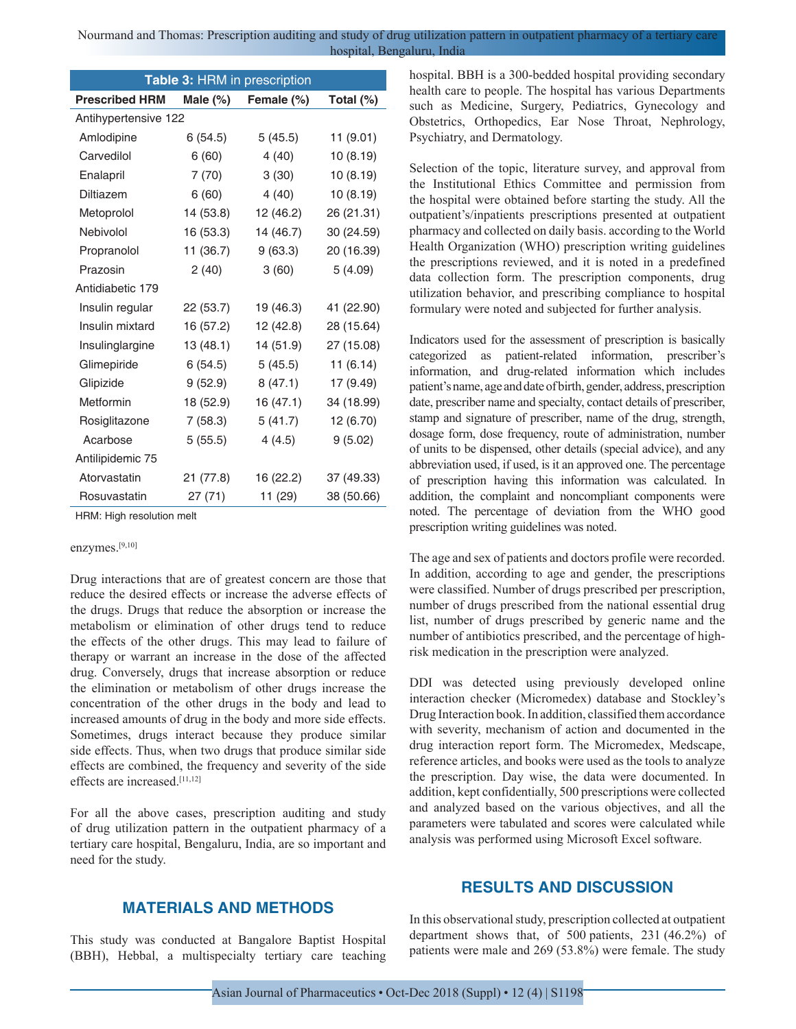**Table 3:** HRM in prescription

| Prescribed HRM | Male (%) | Female (%) | Total (%) |
|---|---|---|---|
| Antihypertensive 122 | | | |
| Amlodipine | 6 (54.5) | 5 (45.5) | 11 (9.01) |
| Carvedilol | 6 (60) | 4 (40) | 10 (8.19) |
| Enalapril | 7 (70) | 3 (30) | 10 (8.19) |
| Diltiazem | 6 (60) | 4 (40) | 10 (8.19) |
| Metoprolol | 14 (53.8) | 12 (46.2) | 26 (21.31) |
| Nebivolol | 16 (53.3) | 14 (46.7) | 30 (24.59) |
| Propranolol | 11 (36.7) | 9 (63.3) | 20 (16.39) |
| Prazosin | 2 (40) | 3 (60) | 5 (4.09) |
| Antidiabetic 179 | | | |
| Insulin regular | 22 (53.7) | 19 (46.3) | 41 (22.90) |
| Insulin mixtard | 16 (57.2) | 12 (42.8) | 28 (15.64) |
| Insulinglargine | 13 (48.1) | 14 (51.9) | 27 (15.08) |
| Glimepiride | 6 (54.5) | 5 (45.5) | 11 (6.14) |
| Glipizide | 9 (52.9) | 8 (47.1) | 17 (9.49) |
| Metformin | 18 (52.9) | 16 (47.1) | 34 (18.99) |
| Rosiglitazone | 7 (58.3) | 5 (41.7) | 12 (6.70) |
| Acarbose | 5 (55.5) | 4 (4.5) | 9 (5.02) |
| Antilipidemic 75 | | | |
| Atorvastatin | 21 (77.8) | 16 (22.2) | 37 (49.33) |
| Rosuvastatin | 27 (71) | 11 (29) | 38 (50.66) |

HRM: High resolution melt

enzymes.[9,10]

Drug interactions that are of greatest concern are those that reduce the desired effects or increase the adverse effects of the drugs. Drugs that reduce the absorption or increase the metabolism or elimination of other drugs tend to reduce the effects of the other drugs. This may lead to failure of therapy or warrant an increase in the dose of the affected drug. Conversely, drugs that increase absorption or reduce the elimination or metabolism of other drugs increase the concentration of the other drugs in the body and lead to increased amounts of drug in the body and more side effects. Sometimes, drugs interact because they produce similar side effects. Thus, when two drugs that produce similar side effects are combined, the frequency and severity of the side effects are increased.[11,12]

For all the above cases, prescription auditing and study of drug utilization pattern in the outpatient pharmacy of a tertiary care hospital, Bengaluru, India, are so important and need for the study.

## MATERIALS AND METHODS

This study was conducted at Bangalore Baptist Hospital (BBH), Hebbal, a multispecialty tertiary care teaching hospital. BBH is a 300-bedded hospital providing secondary health care to people. The hospital has various Departments such as Medicine, Surgery, Pediatrics, Gynecology and Obstetrics, Orthopedics, Ear Nose Throat, Nephrology, Psychiatry, and Dermatology.

Selection of the topic, literature survey, and approval from the Institutional Ethics Committee and permission from the hospital were obtained before starting the study. All the outpatient's/inpatients prescriptions presented at outpatient pharmacy and collected on daily basis. according to the World Health Organization (WHO) prescription writing guidelines the prescriptions reviewed, and it is noted in a predefined data collection form. The prescription components, drug utilization behavior, and prescribing compliance to hospital formulary were noted and subjected for further analysis.

Indicators used for the assessment of prescription is basically categorized as patient-related information, prescriber's information, and drug-related information which includes patient's name, age and date of birth, gender, address, prescription date, prescriber name and specialty, contact details of prescriber, stamp and signature of prescriber, name of the drug, strength, dosage form, dose frequency, route of administration, number of units to be dispensed, other details (special advice), and any abbreviation used, if used, is it an approved one. The percentage of prescription having this information was calculated. In addition, the complaint and noncompliant components were noted. The percentage of deviation from the WHO good prescription writing guidelines was noted.

The age and sex of patients and doctors profile were recorded. In addition, according to age and gender, the prescriptions were classified. Number of drugs prescribed per prescription, number of drugs prescribed from the national essential drug list, number of drugs prescribed by generic name and the number of antibiotics prescribed, and the percentage of high-risk medication in the prescription were analyzed.

DDI was detected using previously developed online interaction checker (Micromedex) database and Stockley's Drug Interaction book. In addition, classified them accordance with severity, mechanism of action and documented in the drug interaction report form. The Micromedex, Medscape, reference articles, and books were used as the tools to analyze the prescription. Day wise, the data were documented. In addition, kept confidentially, 500 prescriptions were collected and analyzed based on the various objectives, and all the parameters were tabulated and scores were calculated while analysis was performed using Microsoft Excel software.

## RESULTS AND DISCUSSION

In this observational study, prescription collected at outpatient department shows that, of 500 patients, 231 (46.2%) of patients were male and 269 (53.8%) were female. The study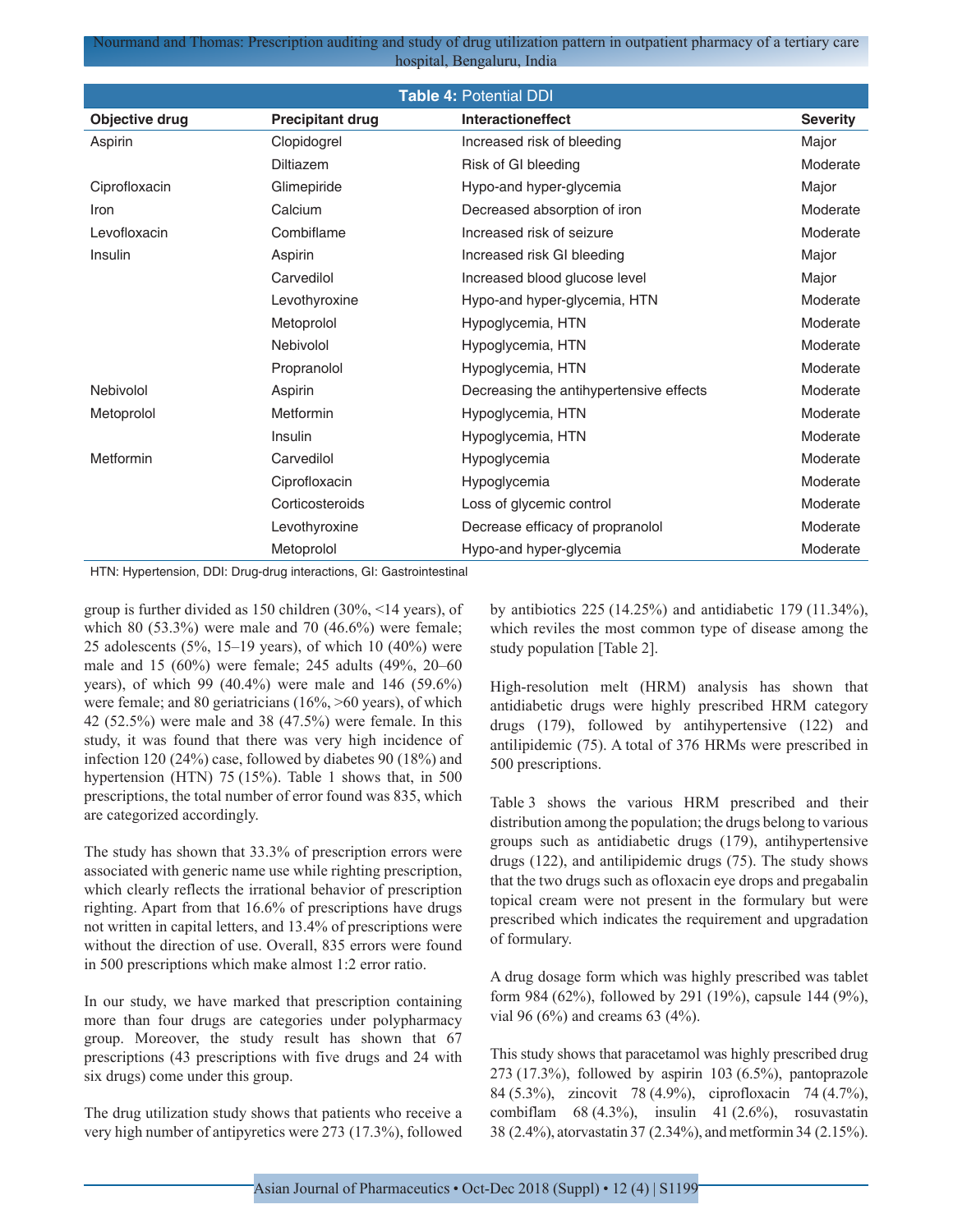**Table 4:** Potential DDI

| Objective drug | Precipitant drug | Interactioneffect | Severity |
|---|---|---|---|
| Aspirin | Clopidogrel | Increased risk of bleeding | Major |
| | Diltiazem | Risk of GI bleeding | Moderate |
| Ciprofloxacin | Glimepiride | Hypo-and hyper-glycemia | Major |
| Iron | Calcium | Decreased absorption of iron | Moderate |
| Levofloxacin | Combiflame | Increased risk of seizure | Moderate |
| Insulin | Aspirin | Increased risk GI bleeding | Major |
| | Carvedilol | Increased blood glucose level | Major |
| | Levothyroxine | Hypo-and hyper-glycemia, HTN | Moderate |
| | Metoprolol | Hypoglycemia, HTN | Moderate |
| | Nebivolol | Hypoglycemia, HTN | Moderate |
| | Propranolol | Hypoglycemia, HTN | Moderate |
| Nebivolol | Aspirin | Decreasing the antihypertensive effects | Moderate |
| Metoprolol | Metformin | Hypoglycemia, HTN | Moderate |
| | Insulin | Hypoglycemia, HTN | Moderate |
| Metformin | Carvedilol | Hypoglycemia | Moderate |
| | Ciprofloxacin | Hypoglycemia | Moderate |
| | Corticosteroids | Loss of glycemic control | Moderate |
| | Levothyroxine | Decrease efficacy of propranolol | Moderate |
| | Metoprolol | Hypo-and hyper-glycemia | Moderate |

HTN: Hypertension, DDI: Drug-drug interactions, GI: Gastrointestinal

group is further divided as 150 children (30%, <14 years), of which 80 (53.3%) were male and 70 (46.6%) were female; 25 adolescents (5%, 15–19 years), of which 10 (40%) were male and 15 (60%) were female; 245 adults (49%, 20–60 years), of which 99 (40.4%) were male and 146 (59.6%) were female; and 80 geriatricians (16%, >60 years), of which 42 (52.5%) were male and 38 (47.5%) were female. In this study, it was found that there was very high incidence of infection 120 (24%) case, followed by diabetes 90 (18%) and hypertension (HTN) 75 (15%). Table 1 shows that, in 500 prescriptions, the total number of error found was 835, which are categorized accordingly.

The study has shown that 33.3% of prescription errors were associated with generic name use while righting prescription, which clearly reflects the irrational behavior of prescription righting. Apart from that 16.6% of prescriptions have drugs not written in capital letters, and 13.4% of prescriptions were without the direction of use. Overall, 835 errors were found in 500 prescriptions which make almost 1:2 error ratio.

In our study, we have marked that prescription containing more than four drugs are categories under polypharmacy group. Moreover, the study result has shown that 67 prescriptions (43 prescriptions with five drugs and 24 with six drugs) come under this group.

The drug utilization study shows that patients who receive a very high number of antipyretics were 273 (17.3%), followed by antibiotics 225 (14.25%) and antidiabetic 179 (11.34%), which reviles the most common type of disease among the study population [Table 2].

High-resolution melt (HRM) analysis has shown that antidiabetic drugs were highly prescribed HRM category drugs (179), followed by antihypertensive (122) and antilipidemic (75). A total of 376 HRMs were prescribed in 500 prescriptions.

Table 3 shows the various HRM prescribed and their distribution among the population; the drugs belong to various groups such as antidiabetic drugs (179), antihypertensive drugs (122), and antilipidemic drugs (75). The study shows that the two drugs such as ofloxacin eye drops and pregabalin topical cream were not present in the formulary but were prescribed which indicates the requirement and upgradation of formulary.

A drug dosage form which was highly prescribed was tablet form 984 (62%), followed by 291 (19%), capsule 144 (9%), vial 96 (6%) and creams 63 (4%).

This study shows that paracetamol was highly prescribed drug 273 (17.3%), followed by aspirin 103 (6.5%), pantoprazole 84 (5.3%), zincovit 78 (4.9%), ciprofloxacin 74 (4.7%), combiflam 68 (4.3%), insulin 41 (2.6%), rosuvastatin 38 (2.4%), atorvastatin 37 (2.34%), and metformin 34 (2.15%).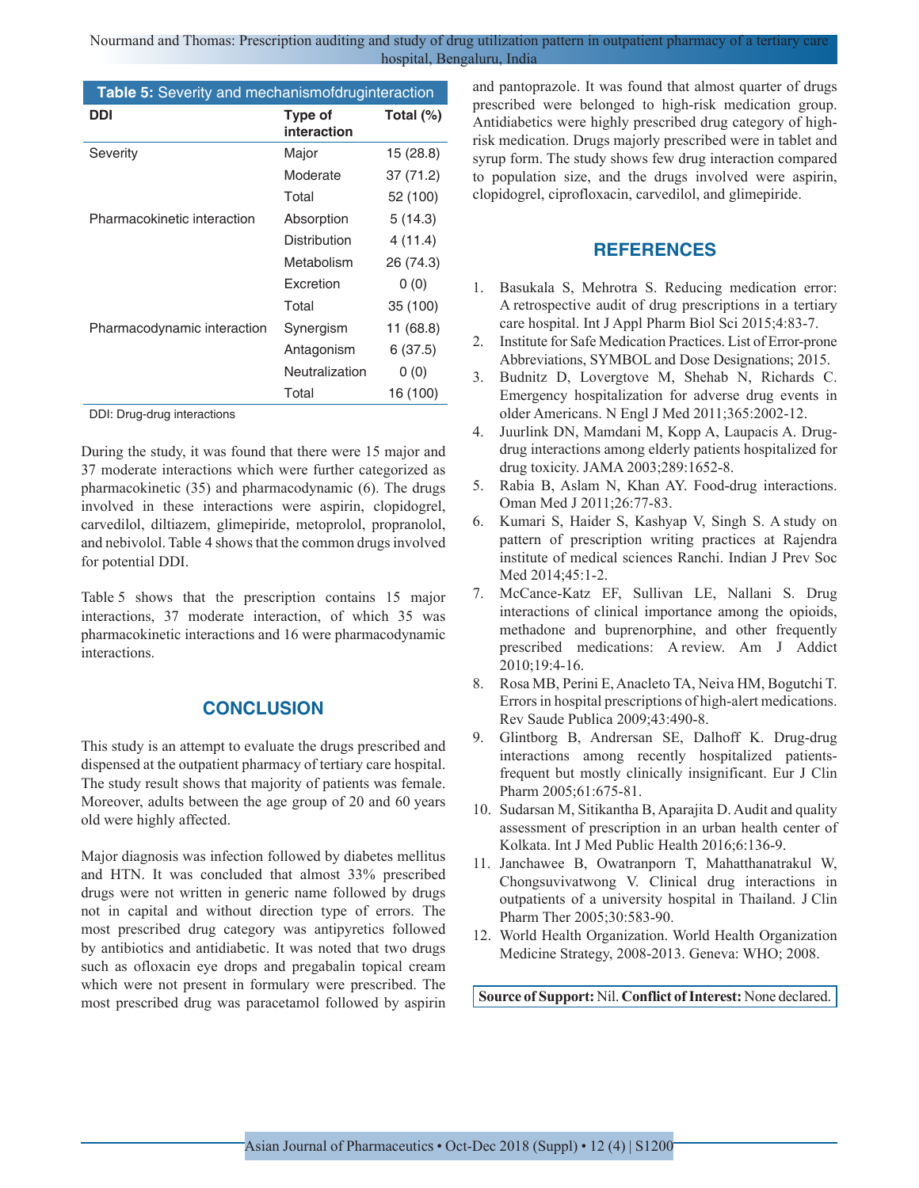**Table 5:** Severity and mechanismofdruginteraction

| DDI | Type of interaction | Total (%) |
|---|---|---|
| Severity | Major | 15 (28.8) |
| | Moderate | 37 (71.2) |
| | Total | 52 (100) |
| Pharmacokinetic interaction | Absorption | 5 (14.3) |
| | Distribution | 4 (11.4) |
| | Metabolism | 26 (74.3) |
| | Excretion | 0 (0) |
| | Total | 35 (100) |
| Pharmacodynamic interaction | Synergism | 11 (68.8) |
| | Antagonism | 6 (37.5) |
| | Neutralization | 0 (0) |
| | Total | 16 (100) |

DDI: Drug-drug interactions

During the study, it was found that there were 15 major and 37 moderate interactions which were further categorized as pharmacokinetic (35) and pharmacodynamic (6). The drugs involved in these interactions were aspirin, clopidogrel, carvedilol, diltiazem, glimepiride, metoprolol, propranolol, and nebivolol. Table 4 shows that the common drugs involved for potential DDI.

Table 5 shows that the prescription contains 15 major interactions, 37 moderate interaction, of which 35 was pharmacokinetic interactions and 16 were pharmacodynamic interactions.

## CONCLUSION

This study is an attempt to evaluate the drugs prescribed and dispensed at the outpatient pharmacy of tertiary care hospital. The study result shows that majority of patients was female. Moreover, adults between the age group of 20 and 60 years old were highly affected.

Major diagnosis was infection followed by diabetes mellitus and HTN. It was concluded that almost 33% prescribed drugs were not written in generic name followed by drugs not in capital and without direction type of errors. The most prescribed drug category was antipyretics followed by antibiotics and antidiabetic. It was noted that two drugs such as ofloxacin eye drops and pregabalin topical cream which were not present in formulary were prescribed. The most prescribed drug was paracetamol followed by aspirin and pantoprazole. It was found that almost quarter of drugs prescribed were belonged to high-risk medication group. Antidiabetics were highly prescribed drug category of high-risk medication. Drugs majorly prescribed were in tablet and syrup form. The study shows few drug interaction compared to population size, and the drugs involved were aspirin, clopidogrel, ciprofloxacin, carvedilol, and glimepiride.

## REFERENCES

1. Basukala S, Mehrotra S. Reducing medication error: A retrospective audit of drug prescriptions in a tertiary care hospital. Int J Appl Pharm Biol Sci 2015;4:83-7.
2. Institute for Safe Medication Practices. List of Error-prone Abbreviations, SYMBOL and Dose Designations; 2015.
3. Budnitz D, Lovergtove M, Shehab N, Richards C. Emergency hospitalization for adverse drug events in older Americans. N Engl J Med 2011;365:2002-12.
4. Juurlink DN, Mamdani M, Kopp A, Laupacis A. Drug-drug interactions among elderly patients hospitalized for drug toxicity. JAMA 2003;289:1652-8.
5. Rabia B, Aslam N, Khan AY. Food-drug interactions. Oman Med J 2011;26:77-83.
6. Kumari S, Haider S, Kashyap V, Singh S. A study on pattern of prescription writing practices at Rajendra institute of medical sciences Ranchi. Indian J Prev Soc Med 2014;45:1-2.
7. McCance-Katz EF, Sullivan LE, Nallani S. Drug interactions of clinical importance among the opioids, methadone and buprenorphine, and other frequently prescribed medications: A review. Am J Addict 2010;19:4-16.
8. Rosa MB, Perini E, Anacleto TA, Neiva HM, Bogutchi T. Errors in hospital prescriptions of high-alert medications. Rev Saude Publica 2009;43:490-8.
9. Glintborg B, Andrersan SE, Dalhoff K. Drug-drug interactions among recently hospitalized patients-frequent but mostly clinically insignificant. Eur J Clin Pharm 2005;61:675-81.
10. Sudarsan M, Sitikantha B, Aparajita D. Audit and quality assessment of prescription in an urban health center of Kolkata. Int J Med Public Health 2016;6:136-9.
11. Janchawee B, Owatranporn T, Mahatthanatrakul W, Chongsuvivatwong V. Clinical drug interactions in outpatients of a university hospital in Thailand. J Clin Pharm Ther 2005;30:583-90.
12. World Health Organization. World Health Organization Medicine Strategy, 2008-2013. Geneva: WHO; 2008.

**Source of Support:** Nil. **Conflict of Interest:** None declared.